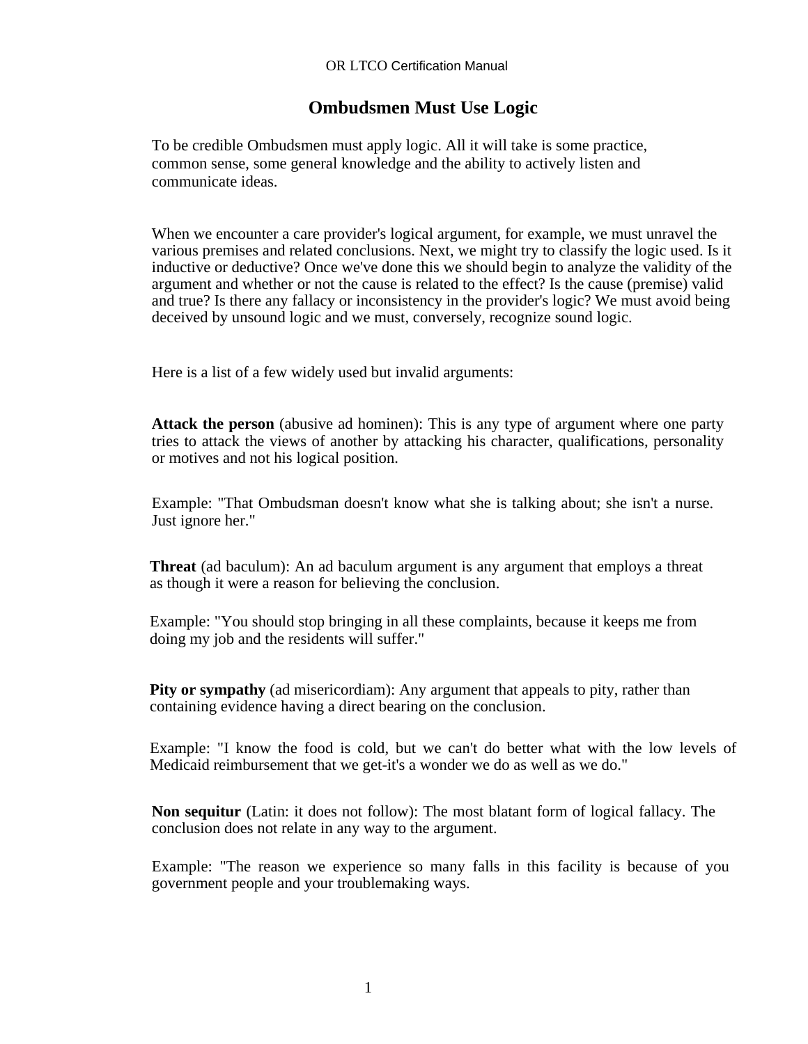# Ombudsmen Must Use Logic

To be credible Ombudsmen must apply logic. All it will take is some practice, common sense, some general knowledge and the ability to actively listen and communicate ideas.

When we encounter a care provider's logical argument, for example, we must unravel the various premises and related conclusions. Next, we might try to classify the logic used. Is it inductive or deductive? Once we've done this we should begin to analyze the validity of the argument and whether or not the cause is related to the effect? Is the cause (premise) valid and true? Is there any fallacy or inconsistency in the provider's logic? We must avoid being deceived by unsound logic and we must, conversely, recognize sound logic.

Here is a list of a few widely used but invalid arguments:

**Attack the person** (abusive ad hominen): This is any type of argument where one party tries to attack the views of another by attacking his character, qualifications, personality or motives and not his logical position.

Example: "That Ombudsman doesn't know what she is talking about; she isn't a nurse. Just ignore her."

**Threat** (ad baculum): An ad baculum argument is any argument that employs a threat as though it were a reason for believing the conclusion.

Example: "You should stop bringing in all these complaints, because it keeps me from doing my job and the residents will suffer."

**Pity or sympathy** (ad misericordiam): Any argument that appeals to pity, rather than containing evidence having a direct bearing on the conclusion.

Example: "I know the food is cold, but we can't do better what with the low levels of Medicaid reimbursement that we get-it's a wonder we do as well as we do."

**Non sequitur** (Latin: it does not follow): The most blatant form of logical fallacy. The conclusion does not relate in any way to the argument.

Example: "The reason we experience so many falls in this facility is because of you government people and your troublemaking ways.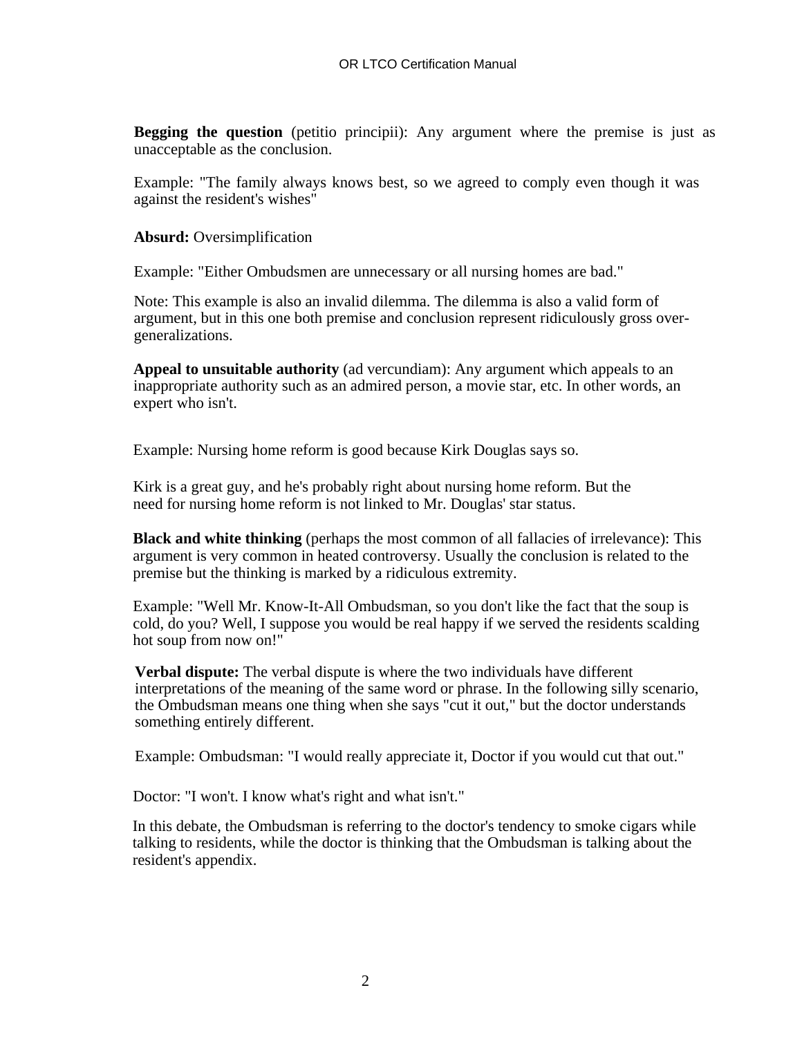**Begging the question** (petitio principii): Any argument where the premise is just as unacceptable as the conclusion.

Example: "The family always knows best, so we agreed to comply even though it was against the resident's wishes"

**Absurd:** Oversimplification

Example: "Either Ombudsmen are unnecessary or all nursing homes are bad."

Note: This example is also an invalid dilemma. The dilemma is also a valid form of argument, but in this one both premise and conclusion represent ridiculously gross over-generalizations.

**Appeal to unsuitable authority** (ad vercundiam): Any argument which appeals to an inappropriate authority such as an admired person, a movie star, etc. In other words, an expert who isn't.

Example: Nursing home reform is good because Kirk Douglas says so.

Kirk is a great guy, and he's probably right about nursing home reform. But the need for nursing home reform is not linked to Mr. Douglas' star status.

**Black and white thinking** (perhaps the most common of all fallacies of irrelevance): This argument is very common in heated controversy. Usually the conclusion is related to the premise but the thinking is marked by a ridiculous extremity.

Example: "Well Mr. Know-It-All Ombudsman, so you don't like the fact that the soup is cold, do you? Well, I suppose you would be real happy if we served the residents scalding hot soup from now on!"

**Verbal dispute:** The verbal dispute is where the two individuals have different interpretations of the meaning of the same word or phrase. In the following silly scenario, the Ombudsman means one thing when she says "cut it out," but the doctor understands something entirely different.

Example: Ombudsman: "I would really appreciate it, Doctor if you would cut that out."

Doctor: "I won't. I know what's right and what isn't."

In this debate, the Ombudsman is referring to the doctor's tendency to smoke cigars while talking to residents, while the doctor is thinking that the Ombudsman is talking about the resident's appendix.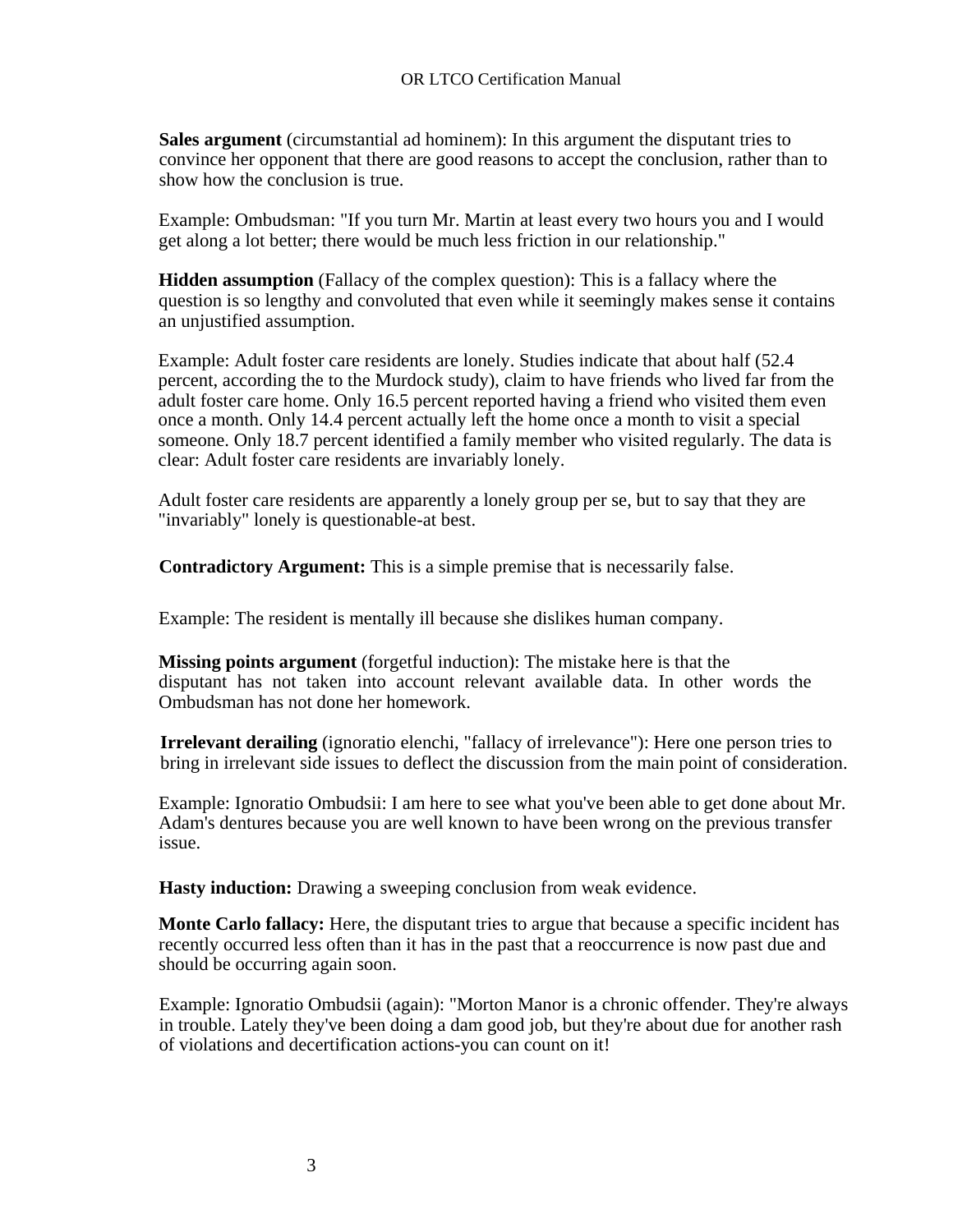**Sales argument** (circumstantial ad hominem): In this argument the disputant tries to convince her opponent that there are good reasons to accept the conclusion, rather than to show how the conclusion is true.

Example: Ombudsman: "If you turn Mr. Martin at least every two hours you and I would get along a lot better; there would be much less friction in our relationship."

**Hidden assumption** (Fallacy of the complex question): This is a fallacy where the question is so lengthy and convoluted that even while it seemingly makes sense it contains an unjustified assumption.

Example: Adult foster care residents are lonely. Studies indicate that about half (52.4 percent, according the to the Murdock study), claim to have friends who lived far from the adult foster care home. Only 16.5 percent reported having a friend who visited them even once a month. Only 14.4 percent actually left the home once a month to visit a special someone. Only 18.7 percent identified a family member who visited regularly. The data is clear: Adult foster care residents are invariably lonely.

Adult foster care residents are apparently a lonely group per se, but to say that they are "invariably" lonely is questionable-at best.

**Contradictory Argument:** This is a simple premise that is necessarily false.

Example: The resident is mentally ill because she dislikes human company.

**Missing points argument** (forgetful induction): The mistake here is that the disputant has not taken into account relevant available data. In other words the Ombudsman has not done her homework.

**Irrelevant derailing** (ignoratio elenchi, "fallacy of irrelevance"): Here one person tries to bring in irrelevant side issues to deflect the discussion from the main point of consideration.

Example: Ignoratio Ombudsii: I am here to see what you've been able to get done about Mr. Adam's dentures because you are well known to have been wrong on the previous transfer issue.

**Hasty induction:** Drawing a sweeping conclusion from weak evidence.

**Monte Carlo fallacy:** Here, the disputant tries to argue that because a specific incident has recently occurred less often than it has in the past that a reoccurrence is now past due and should be occurring again soon.

Example: Ignoratio Ombudsii (again): "Morton Manor is a chronic offender. They're always in trouble. Lately they've been doing a dam good job, but they're about due for another rash of violations and decertification actions-you can count on it!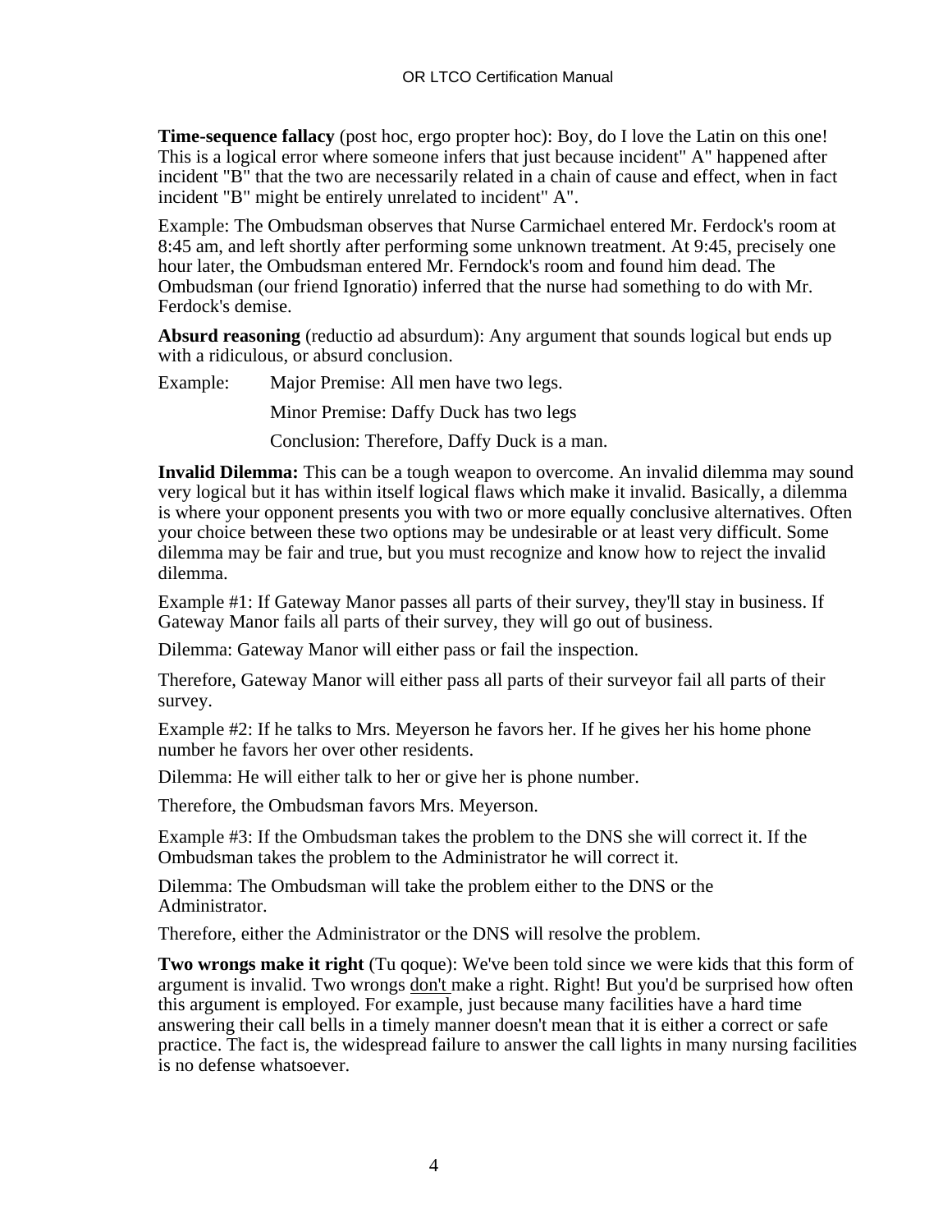**Time-sequence fallacy** (post hoc, ergo propter hoc): Boy, do I love the Latin on this one! This is a logical error where someone infers that just because incident" A" happened after incident "B" that the two are necessarily related in a chain of cause and effect, when in fact incident "B" might be entirely unrelated to incident" A".

Example: The Ombudsman observes that Nurse Carmichael entered Mr. Ferdock's room at 8:45 am, and left shortly after performing some unknown treatment. At 9:45, precisely one hour later, the Ombudsman entered Mr. Ferndock's room and found him dead. The Ombudsman (our friend Ignoratio) inferred that the nurse had something to do with Mr. Ferdock's demise.

**Absurd reasoning** (reductio ad absurdum): Any argument that sounds logical but ends up with a ridiculous, or absurd conclusion.

Example: Major Premise: All men have two legs.

Minor Premise: Daffy Duck has two legs

Conclusion: Therefore, Daffy Duck is a man.

**Invalid Dilemma:** This can be a tough weapon to overcome. An invalid dilemma may sound very logical but it has within itself logical flaws which make it invalid. Basically, a dilemma is where your opponent presents you with two or more equally conclusive alternatives. Often your choice between these two options may be undesirable or at least very difficult. Some dilemma may be fair and true, but you must recognize and know how to reject the invalid dilemma.

Example #1: If Gateway Manor passes all parts of their survey, they'll stay in business. If Gateway Manor fails all parts of their survey, they will go out of business.

Dilemma: Gateway Manor will either pass or fail the inspection.

Therefore, Gateway Manor will either pass all parts of their surveyor fail all parts of their survey.

Example #2: If he talks to Mrs. Meyerson he favors her. If he gives her his home phone number he favors her over other residents.

Dilemma: He will either talk to her or give her is phone number.

Therefore, the Ombudsman favors Mrs. Meyerson.

Example #3: If the Ombudsman takes the problem to the DNS she will correct it. If the Ombudsman takes the problem to the Administrator he will correct it.

Dilemma: The Ombudsman will take the problem either to the DNS or the Administrator.

Therefore, either the Administrator or the DNS will resolve the problem.

**Two wrongs make it right** (Tu qoque): We've been told since we were kids that this form of argument is invalid. Two wrongs don't make a right. Right! But you'd be surprised how often this argument is employed. For example, just because many facilities have a hard time answering their call bells in a timely manner doesn't mean that it is either a correct or safe practice. The fact is, the widespread failure to answer the call lights in many nursing facilities is no defense whatsoever.